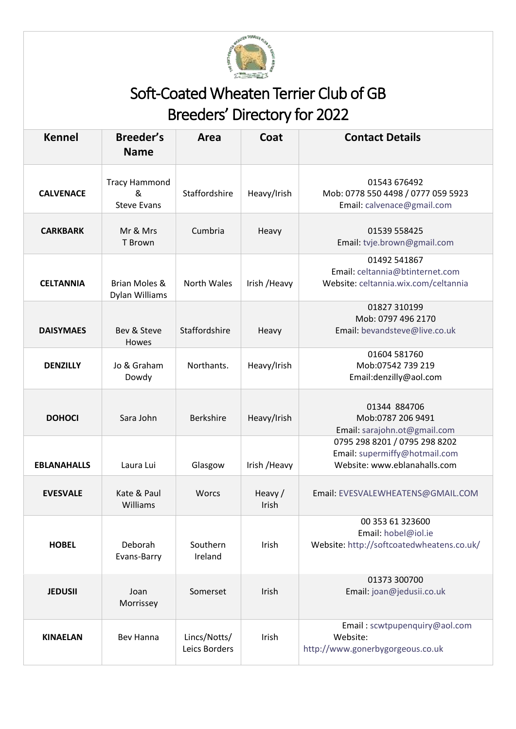# Soft-Coated Wheaten Terrier Club of GB
## Breeders' Directory for 2022

| Kennel | Breeder's Name | Area | Coat | Contact Details |
|---|---|---|---|---|
| **CALVENACE** | Tracy Hammond & Steve Evans | Staffordshire | Heavy/Irish | 01543 676492<br>Mob: 0778 550 4498 / 0777 059 5923<br>Email: calvenace@gmail.com |
| **CARKBARK** | Mr & Mrs T Brown | Cumbria | Heavy | 01539 558425<br>Email: tvje.brown@gmail.com |
| **CELTANNIA** | Brian Moles & Dylan Williams | North Wales | Irish /Heavy | 01492 541867<br>Email: celtannia@btinternet.com<br>Website: celtannia.wix.com/celtannia |
| **DAISYMAES** | Bev & Steve Howes | Staffordshire | Heavy | 01827 310199<br>Mob: 0797 496 2170<br>Email: bevandsteve@live.co.uk |
| **DENZILLY** | Jo & Graham Dowdy | Northants. | Heavy/Irish | 01604 581760<br>Mob:07542 739 219<br>Email:denzilly@aol.com |
| **DOHOCI** | Sara John | Berkshire | Heavy/Irish | 01344 884706<br>Mob:0787 206 9491<br>Email: sarajohn.ot@gmail.com |
| **EBLANAHALLS** | Laura Lui | Glasgow | Irish /Heavy | 0795 298 8201 / 0795 298 8202<br>Email: supermiffy@hotmail.com<br>Website: www.eblanahalls.com |
| **EVESVALE** | Kate & Paul Williams | Worcs | Heavy / Irish | Email: EVESVALEWHEATENS@GMAIL.COM |
| **HOBEL** | Deborah Evans-Barry | Southern Ireland | Irish | 00 353 61 323600<br>Email: hobel@iol.ie<br>Website: http://softcoatedwheatens.co.uk/ |
| **JEDUSII** | Joan Morrissey | Somerset | Irish | 01373 300700<br>Email: joan@jedusii.co.uk |
| **KINAELAN** | Bev Hanna | Lincs/Notts/ Leics Borders | Irish | Email : scwtpupenquiry@aol.com<br>Website: http://www.gonerbygorgeous.co.uk |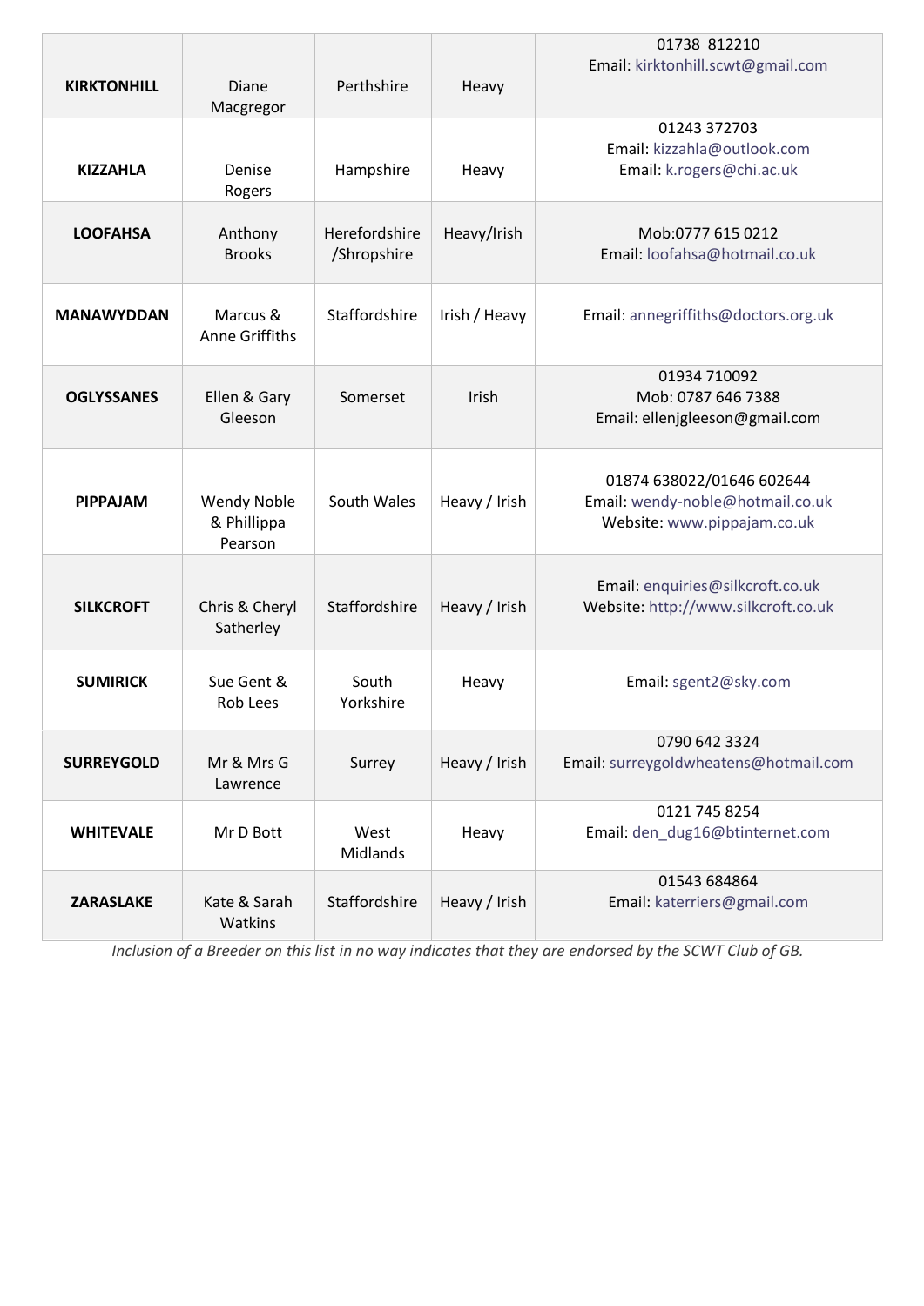| | | | | |
|---|---|---|---|---|
| **KIRKTONHILL** | Diane Macgregor | Perthshire | Heavy | 01738 812210<br>Email: kirktonhill.scwt@gmail.com |
| **KIZZAHLA** | Denise Rogers | Hampshire | Heavy | 01243 372703<br>Email: kizzahla@outlook.com<br>Email: k.rogers@chi.ac.uk |
| **LOOFAHSA** | Anthony Brooks | Herefordshire /Shropshire | Heavy/Irish | Mob:0777 615 0212<br>Email: loofahsa@hotmail.co.uk |
| **MANAWYDDAN** | Marcus & Anne Griffiths | Staffordshire | Irish / Heavy | Email: annegriffiths@doctors.org.uk |
| **OGLYSSANES** | Ellen & Gary Gleeson | Somerset | Irish | 01934 710092<br>Mob: 0787 646 7388<br>Email: ellenjgleeson@gmail.com |
| **PIPPAJAM** | Wendy Noble & Phillippa Pearson | South Wales | Heavy / Irish | 01874 638022/01646 602644<br>Email: wendy-noble@hotmail.co.uk<br>Website: www.pippajam.co.uk |
| **SILKCROFT** | Chris & Cheryl Satherley | Staffordshire | Heavy / Irish | Email: enquiries@silkcroft.co.uk<br>Website: http://www.silkcroft.co.uk |
| **SUMIRICK** | Sue Gent & Rob Lees | South Yorkshire | Heavy | Email: sgent2@sky.com |
| **SURREYGOLD** | Mr & Mrs G Lawrence | Surrey | Heavy / Irish | 0790 642 3324<br>Email: surreygoldwheatens@hotmail.com |
| **WHITEVALE** | Mr D Bott | West Midlands | Heavy | 0121 745 8254<br>Email: den_dug16@btinternet.com |
| **ZARASLAKE** | Kate & Sarah Watkins | Staffordshire | Heavy / Irish | 01543 684864<br>Email: katerriers@gmail.com |

*Inclusion of a Breeder on this list in no way indicates that they are endorsed by the SCWT Club of GB.*